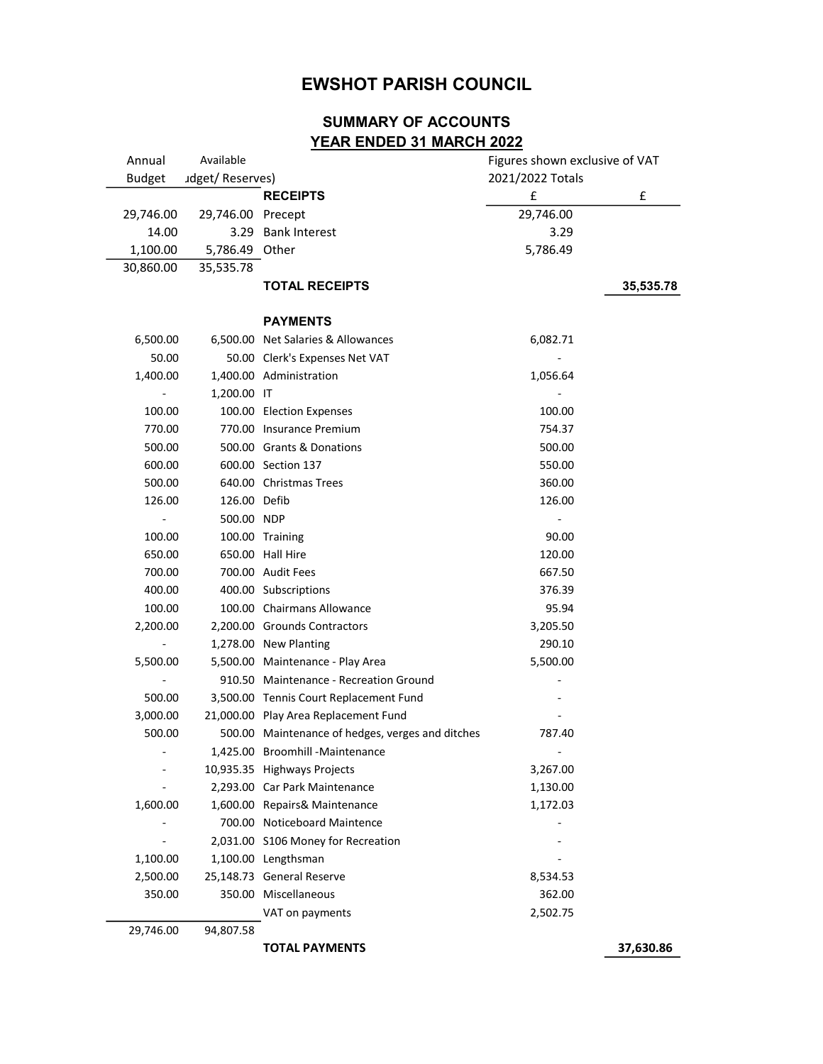# EWSHOT PARISH COUNCIL

## SUMMARY OF ACCOUNTS
## YEAR ENDED 31 MARCH 2022

| Annual Budget | Available (Budget/ Reserves) | | Figures shown exclusive of VAT 2021/2022 Totals £ | £ |
|---|---|---|---|---|
| | | **RECEIPTS** | | |
| 29,746.00 | 29,746.00 | Precept | 29,746.00 | |
| 14.00 | 3.29 | Bank Interest | 3.29 | |
| 1,100.00 | 5,786.49 | Other | 5,786.49 | |
| 30,860.00 | 35,535.78 | | | |
| | | **TOTAL RECEIPTS** | | **35,535.78** |
| | | **PAYMENTS** | | |
| 6,500.00 | 6,500.00 | Net Salaries & Allowances | 6,082.71 | |
| 50.00 | 50.00 | Clerk's Expenses Net VAT | - | |
| 1,400.00 | 1,400.00 | Administration | 1,056.64 | |
| - | 1,200.00 | IT | - | |
| 100.00 | 100.00 | Election Expenses | 100.00 | |
| 770.00 | 770.00 | Insurance Premium | 754.37 | |
| 500.00 | 500.00 | Grants & Donations | 500.00 | |
| 600.00 | 600.00 | Section 137 | 550.00 | |
| 500.00 | 640.00 | Christmas Trees | 360.00 | |
| 126.00 | 126.00 | Defib | 126.00 | |
| - | 500.00 | NDP | - | |
| 100.00 | 100.00 | Training | 90.00 | |
| 650.00 | 650.00 | Hall Hire | 120.00 | |
| 700.00 | 700.00 | Audit Fees | 667.50 | |
| 400.00 | 400.00 | Subscriptions | 376.39 | |
| 100.00 | 100.00 | Chairmans Allowance | 95.94 | |
| 2,200.00 | 2,200.00 | Grounds Contractors | 3,205.50 | |
| - | 1,278.00 | New Planting | 290.10 | |
| 5,500.00 | 5,500.00 | Maintenance - Play Area | 5,500.00 | |
| - | 910.50 | Maintenance - Recreation Ground | - | |
| 500.00 | 3,500.00 | Tennis Court Replacement Fund | - | |
| 3,000.00 | 21,000.00 | Play Area Replacement Fund | - | |
| 500.00 | 500.00 | Maintenance of hedges, verges and ditches | 787.40 | |
| - | 1,425.00 | Broomhill -Maintenance | - | |
| - | 10,935.35 | Highways Projects | 3,267.00 | |
| - | 2,293.00 | Car Park Maintenance | 1,130.00 | |
| 1,600.00 | 1,600.00 | Repairs& Maintenance | 1,172.03 | |
| - | 700.00 | Noticeboard Maintence | - | |
| - | 2,031.00 | S106 Money for Recreation | - | |
| 1,100.00 | 1,100.00 | Lengthsman | - | |
| 2,500.00 | 25,148.73 | General Reserve | 8,534.53 | |
| 350.00 | 350.00 | Miscellaneous | 362.00 | |
| | | VAT on payments | 2,502.75 | |
| 29,746.00 | 94,807.58 | | | |
| | | **TOTAL PAYMENTS** | | **37,630.86** |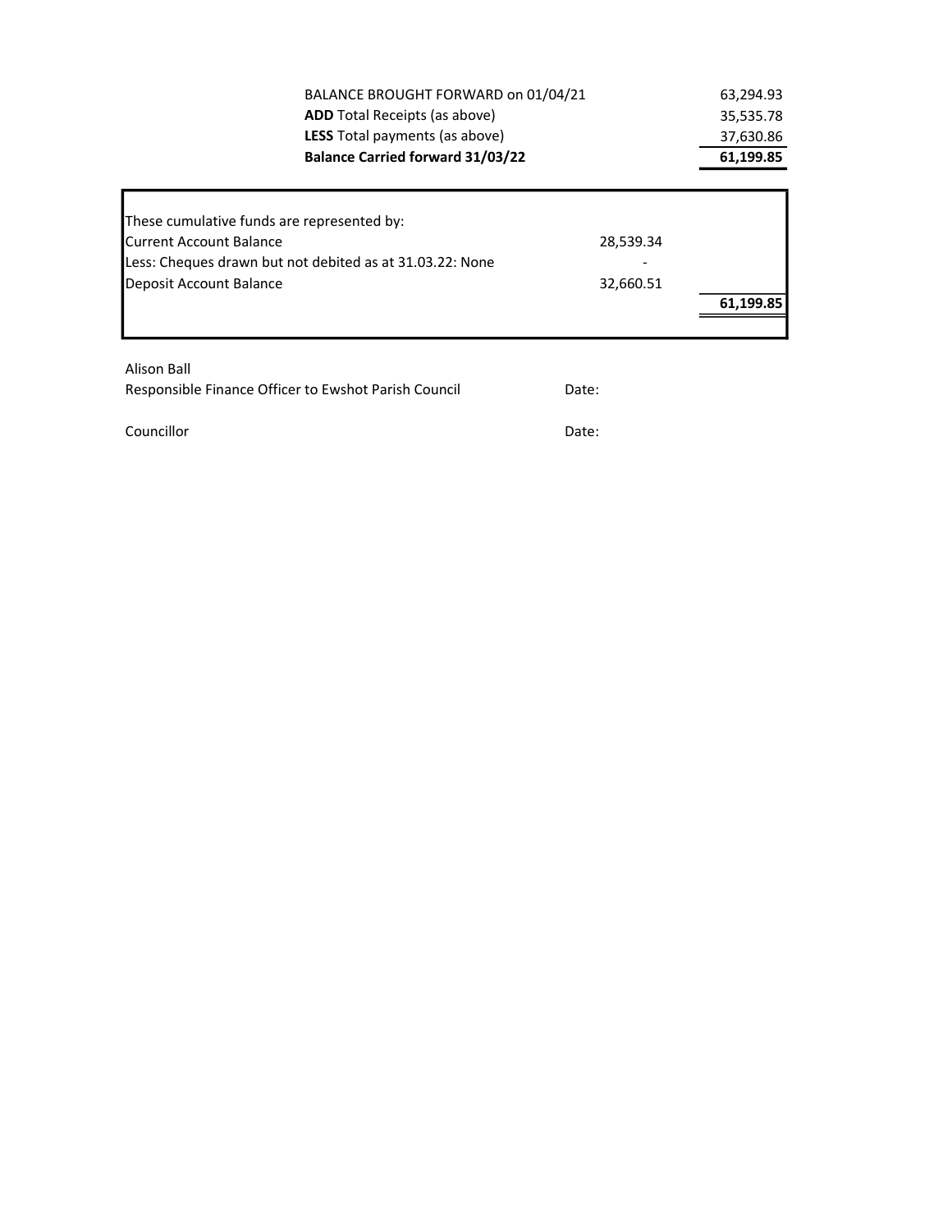| | |
|---|---|
| BALANCE BROUGHT FORWARD on 01/04/21 | 63,294.93 |
| **ADD** Total Receipts (as above) | 35,535.78 |
| **LESS** Total payments (as above) | 37,630.86 |
| **Balance Carried forward 31/03/22** | **61,199.85** |

| | | |
|---|---|---|
| These cumulative funds are represented by: | | |
| Current Account Balance | 28,539.34 | |
| Less: Cheques drawn but not debited as at 31.03.22: None | - | |
| Deposit Account Balance | 32,660.51 | |
| | | **61,199.85** |

Alison Ball
Responsible Finance Officer to Ewshot Parish Council        Date:

Councillor        Date: